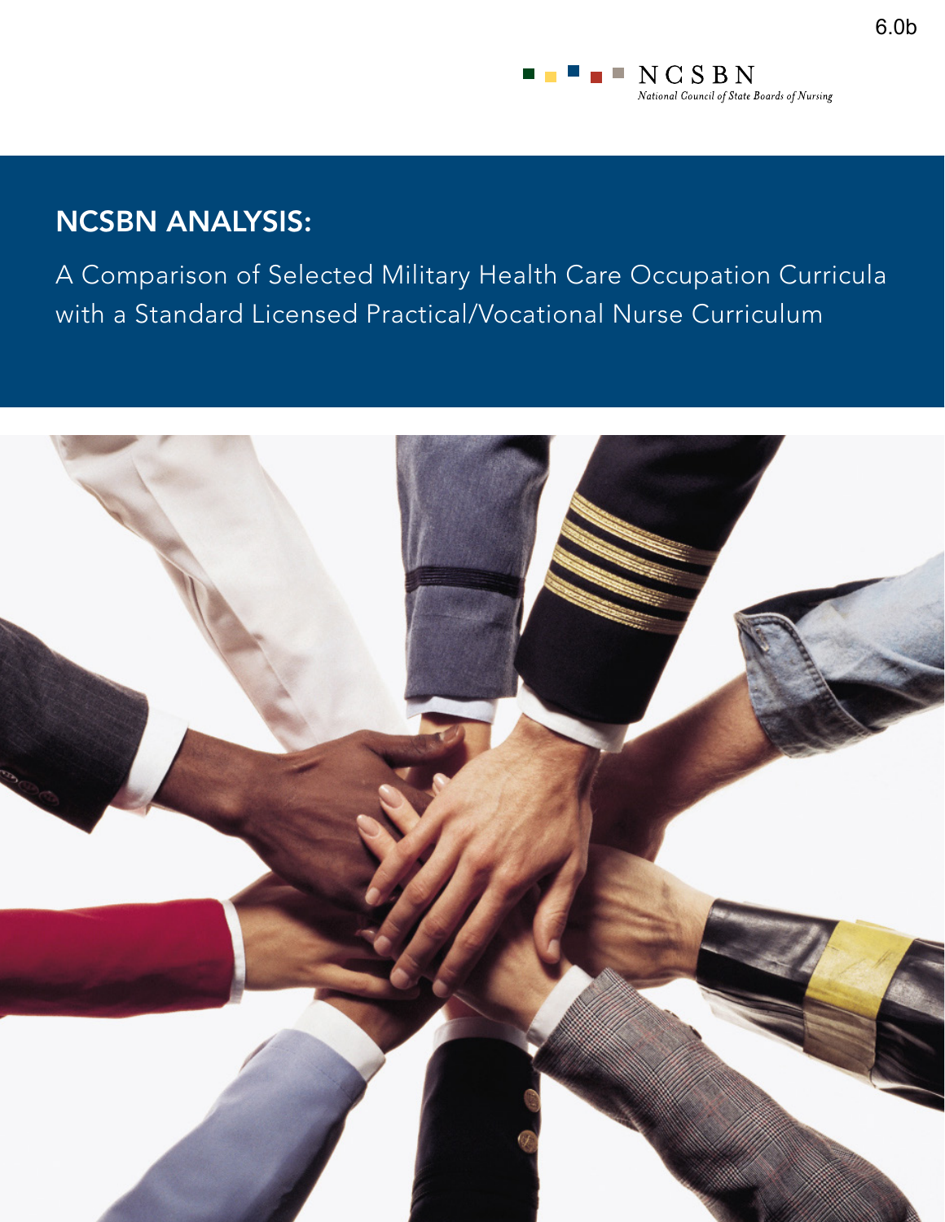6.0b

NCSBN
*National Council of State Boards of Nursing*

# NCSBN ANALYSIS:

## A Comparison of Selected Military Health Care Occupation Curricula with a Standard Licensed Practical/Vocational Nurse Curriculum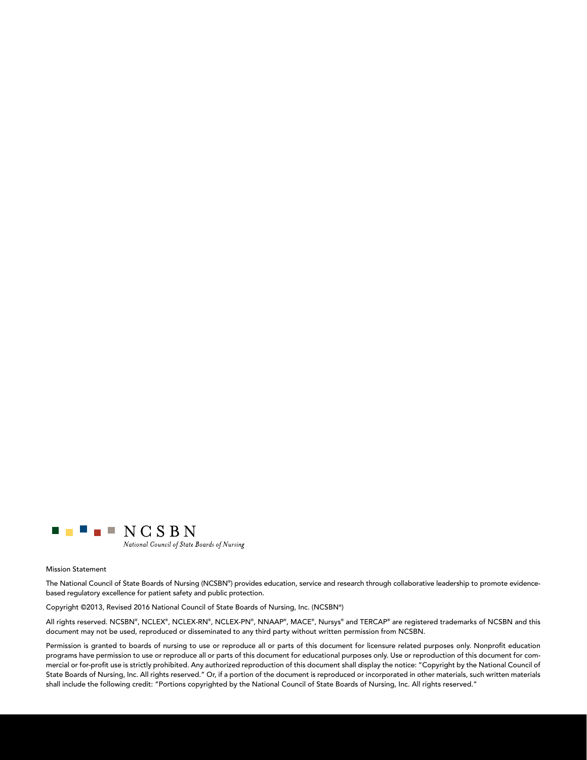NCSBN

*National Council of State Boards of Nursing*

Mission Statement

The National Council of State Boards of Nursing (NCSBN®) provides education, service and research through collaborative leadership to promote evidence-based regulatory excellence for patient safety and public protection.

Copyright ©2013, Revised 2016 National Council of State Boards of Nursing, Inc. (NCSBN®)

All rights reserved. NCSBN®, NCLEX®, NCLEX-RN®, NCLEX-PN®, NNAAP®, MACE®, Nursys® and TERCAP® are registered trademarks of NCSBN and this document may not be used, reproduced or disseminated to any third party without written permission from NCSBN.

Permission is granted to boards of nursing to use or reproduce all or parts of this document for licensure related purposes only. Nonprofit education programs have permission to use or reproduce all or parts of this document for educational purposes only. Use or reproduction of this document for commercial or for-profit use is strictly prohibited. Any authorized reproduction of this document shall display the notice: "Copyright by the National Council of State Boards of Nursing, Inc. All rights reserved." Or, if a portion of the document is reproduced or incorporated in other materials, such written materials shall include the following credit: "Portions copyrighted by the National Council of State Boards of Nursing, Inc. All rights reserved."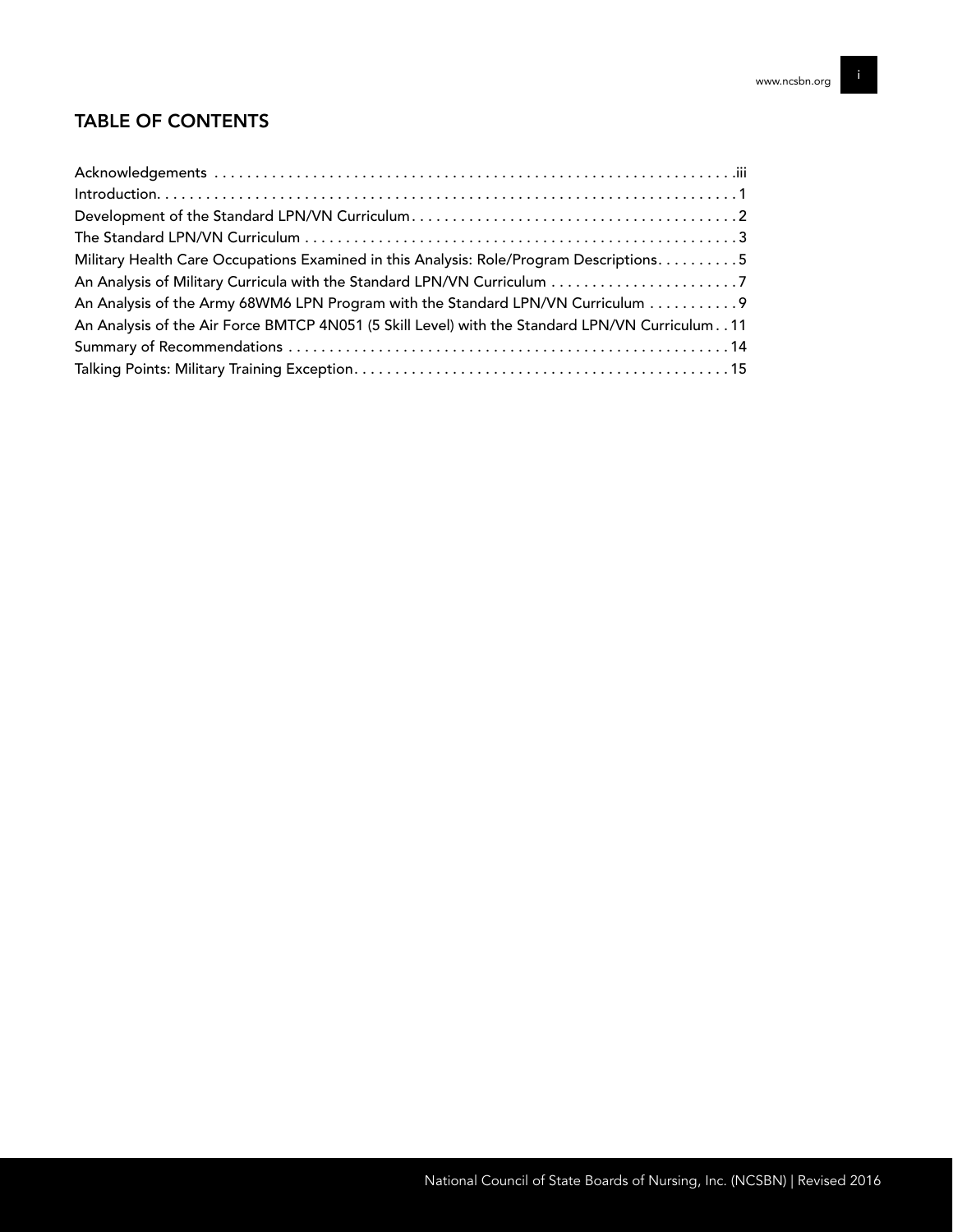## TABLE OF CONTENTS

Acknowledgements . . . . . . . . . . . . . . . . . . . . . . . . . . . . . . . . . . . . . . . . . . . . . . . . . . . . . . . . . . . . . .iii
Introduction. . . . . . . . . . . . . . . . . . . . . . . . . . . . . . . . . . . . . . . . . . . . . . . . . . . . . . . . . . . . . . . . . . . . . 1
Development of the Standard LPN/VN Curriculum. . . . . . . . . . . . . . . . . . . . . . . . . . . . . . . . . . . . . . . . 2
The Standard LPN/VN Curriculum . . . . . . . . . . . . . . . . . . . . . . . . . . . . . . . . . . . . . . . . . . . . . . . . . . . . 3
Military Health Care Occupations Examined in this Analysis: Role/Program Descriptions. . . . . . . . . . 5
An Analysis of Military Curricula with the Standard LPN/VN Curriculum . . . . . . . . . . . . . . . . . . . . . . . 7
An Analysis of the Army 68WM6 LPN Program with the Standard LPN/VN Curriculum . . . . . . . . . . . 9
An Analysis of the Air Force BMTCP 4N051 (5 Skill Level) with the Standard LPN/VN Curriculum . . 11
Summary of Recommendations . . . . . . . . . . . . . . . . . . . . . . . . . . . . . . . . . . . . . . . . . . . . . . . . . . . . . 14
Talking Points: Military Training Exception. . . . . . . . . . . . . . . . . . . . . . . . . . . . . . . . . . . . . . . . . . . . . 15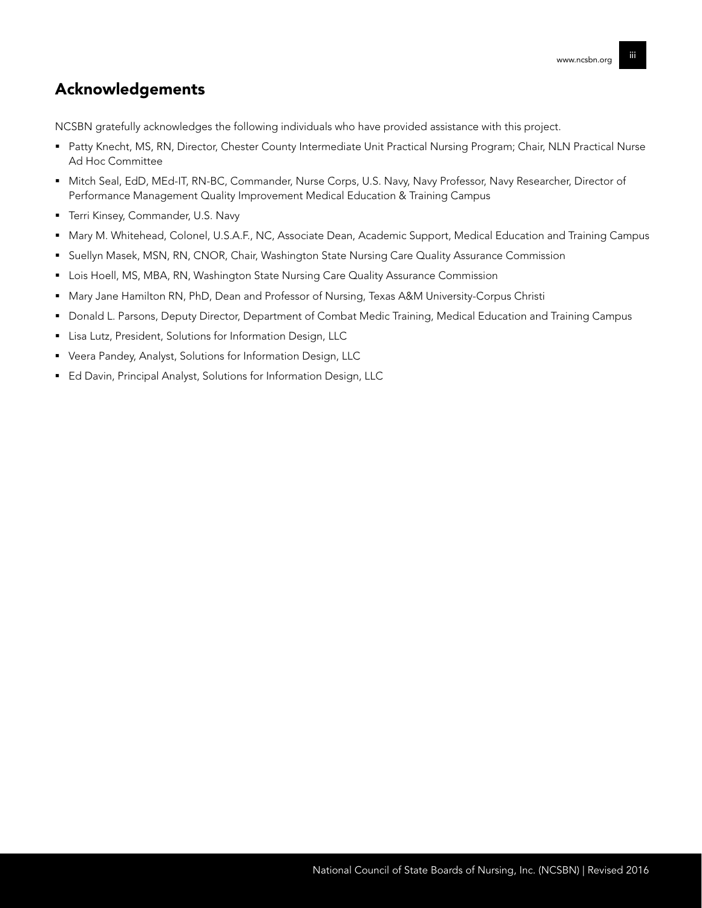## Acknowledgements

NCSBN gratefully acknowledges the following individuals who have provided assistance with this project.

- Patty Knecht, MS, RN, Director, Chester County Intermediate Unit Practical Nursing Program; Chair, NLN Practical Nurse Ad Hoc Committee
- Mitch Seal, EdD, MEd-IT, RN-BC, Commander, Nurse Corps, U.S. Navy, Navy Professor, Navy Researcher, Director of Performance Management Quality Improvement Medical Education & Training Campus
- Terri Kinsey, Commander, U.S. Navy
- Mary M. Whitehead, Colonel, U.S.A.F., NC, Associate Dean, Academic Support, Medical Education and Training Campus
- Suellyn Masek, MSN, RN, CNOR, Chair, Washington State Nursing Care Quality Assurance Commission
- Lois Hoell, MS, MBA, RN, Washington State Nursing Care Quality Assurance Commission
- Mary Jane Hamilton RN, PhD, Dean and Professor of Nursing, Texas A&M University-Corpus Christi
- Donald L. Parsons, Deputy Director, Department of Combat Medic Training, Medical Education and Training Campus
- Lisa Lutz, President, Solutions for Information Design, LLC
- Veera Pandey, Analyst, Solutions for Information Design, LLC
- Ed Davin, Principal Analyst, Solutions for Information Design, LLC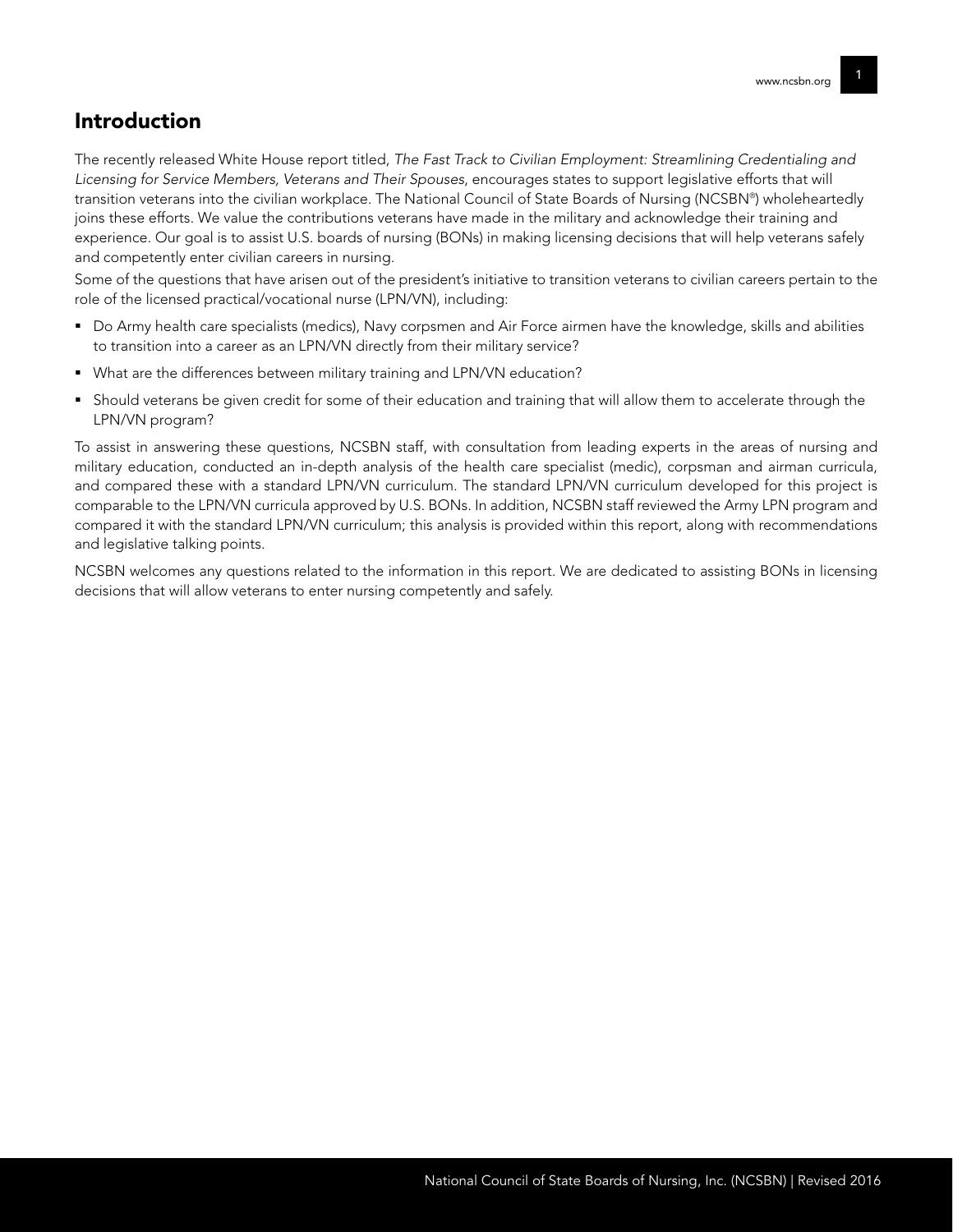## Introduction

The recently released White House report titled, *The Fast Track to Civilian Employment: Streamlining Credentialing and Licensing for Service Members, Veterans and Their Spouses*, encourages states to support legislative efforts that will transition veterans into the civilian workplace. The National Council of State Boards of Nursing (NCSBN®) wholeheartedly joins these efforts. We value the contributions veterans have made in the military and acknowledge their training and experience. Our goal is to assist U.S. boards of nursing (BONs) in making licensing decisions that will help veterans safely and competently enter civilian careers in nursing.

Some of the questions that have arisen out of the president's initiative to transition veterans to civilian careers pertain to the role of the licensed practical/vocational nurse (LPN/VN), including:

- Do Army health care specialists (medics), Navy corpsmen and Air Force airmen have the knowledge, skills and abilities to transition into a career as an LPN/VN directly from their military service?
- What are the differences between military training and LPN/VN education?
- Should veterans be given credit for some of their education and training that will allow them to accelerate through the LPN/VN program?

To assist in answering these questions, NCSBN staff, with consultation from leading experts in the areas of nursing and military education, conducted an in-depth analysis of the health care specialist (medic), corpsman and airman curricula, and compared these with a standard LPN/VN curriculum. The standard LPN/VN curriculum developed for this project is comparable to the LPN/VN curricula approved by U.S. BONs. In addition, NCSBN staff reviewed the Army LPN program and compared it with the standard LPN/VN curriculum; this analysis is provided within this report, along with recommendations and legislative talking points.

NCSBN welcomes any questions related to the information in this report. We are dedicated to assisting BONs in licensing decisions that will allow veterans to enter nursing competently and safely.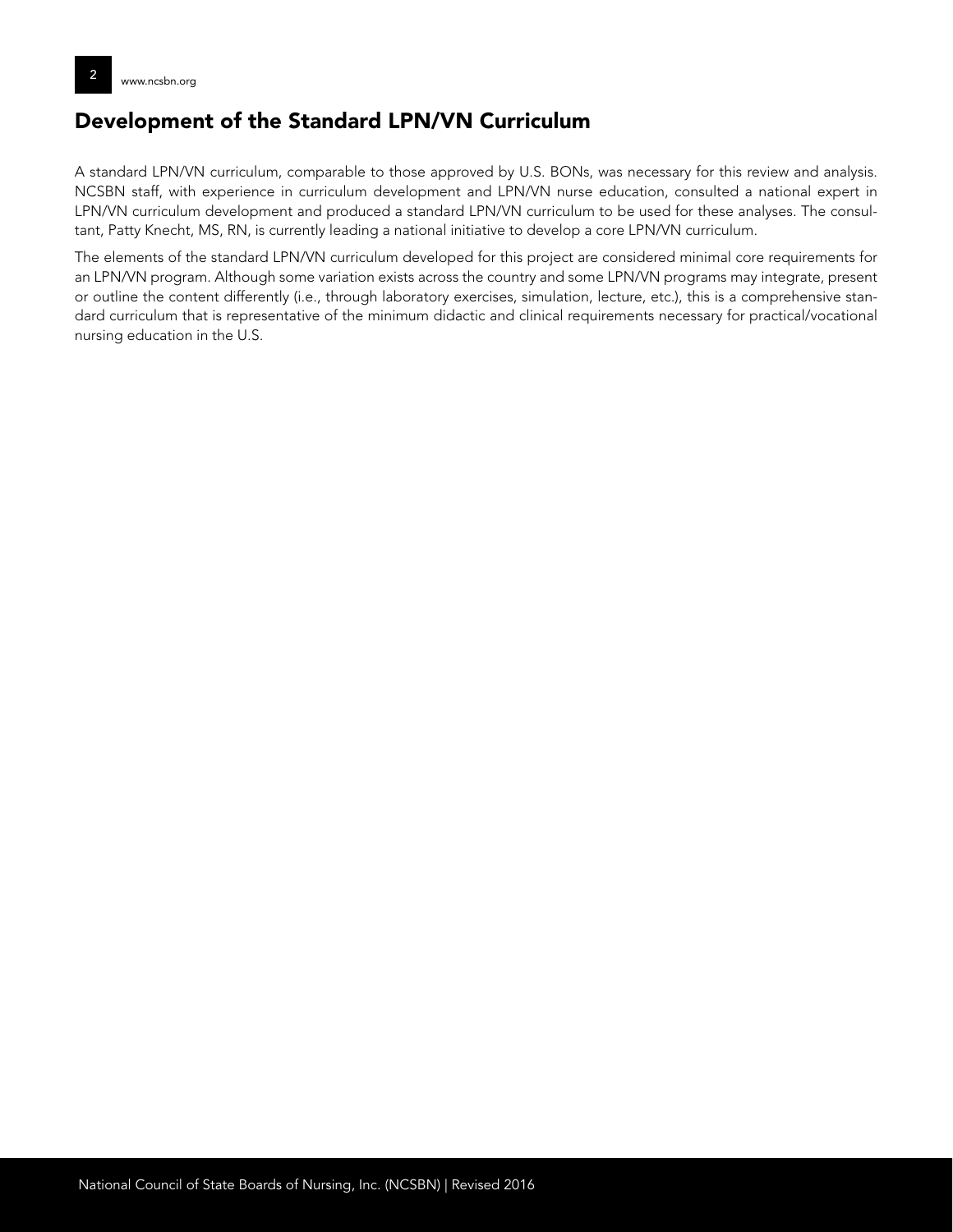## Development of the Standard LPN/VN Curriculum

A standard LPN/VN curriculum, comparable to those approved by U.S. BONs, was necessary for this review and analysis. NCSBN staff, with experience in curriculum development and LPN/VN nurse education, consulted a national expert in LPN/VN curriculum development and produced a standard LPN/VN curriculum to be used for these analyses. The consultant, Patty Knecht, MS, RN, is currently leading a national initiative to develop a core LPN/VN curriculum.

The elements of the standard LPN/VN curriculum developed for this project are considered minimal core requirements for an LPN/VN program. Although some variation exists across the country and some LPN/VN programs may integrate, present or outline the content differently (i.e., through laboratory exercises, simulation, lecture, etc.), this is a comprehensive standard curriculum that is representative of the minimum didactic and clinical requirements necessary for practical/vocational nursing education in the U.S.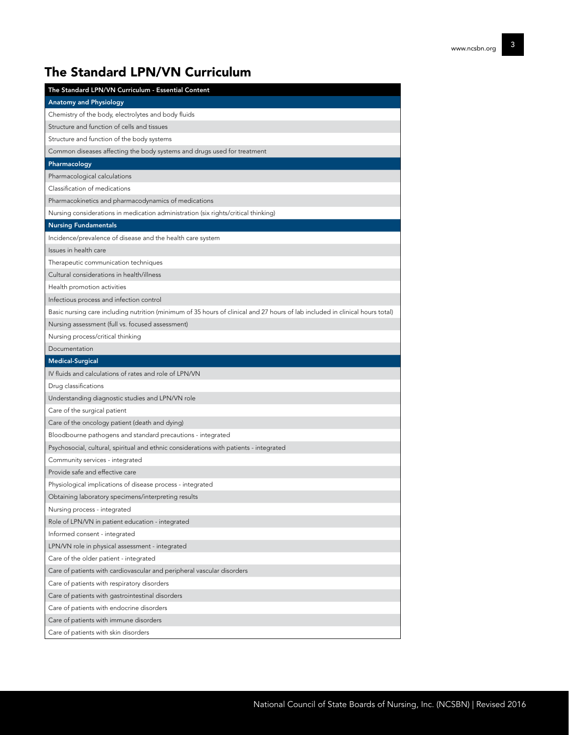## The Standard LPN/VN Curriculum

| The Standard LPN/VN Curriculum - Essential Content |
|---|
| **Anatomy and Physiology** |
| Chemistry of the body, electrolytes and body fluids |
| Structure and function of cells and tissues |
| Structure and function of the body systems |
| Common diseases affecting the body systems and drugs used for treatment |
| **Pharmacology** |
| Pharmacological calculations |
| Classification of medications |
| Pharmacokinetics and pharmacodynamics of medications |
| Nursing considerations in medication administration (six rights/critical thinking) |
| **Nursing Fundamentals** |
| Incidence/prevalence of disease and the health care system |
| Issues in health care |
| Therapeutic communication techniques |
| Cultural considerations in health/illness |
| Health promotion activities |
| Infectious process and infection control |
| Basic nursing care including nutrition (minimum of 35 hours of clinical and 27 hours of lab included in clinical hours total) |
| Nursing assessment (full vs. focused assessment) |
| Nursing process/critical thinking |
| Documentation |
| **Medical-Surgical** |
| IV fluids and calculations of rates and role of LPN/VN |
| Drug classifications |
| Understanding diagnostic studies and LPN/VN role |
| Care of the surgical patient |
| Care of the oncology patient (death and dying) |
| Bloodbourne pathogens and standard precautions - integrated |
| Psychosocial, cultural, spiritual and ethnic considerations with patients - integrated |
| Community services - integrated |
| Provide safe and effective care |
| Physiological implications of disease process - integrated |
| Obtaining laboratory specimens/interpreting results |
| Nursing process - integrated |
| Role of LPN/VN in patient education - integrated |
| Informed consent - integrated |
| LPN/VN role in physical assessment - integrated |
| Care of the older patient - integrated |
| Care of patients with cardiovascular and peripheral vascular disorders |
| Care of patients with respiratory disorders |
| Care of patients with gastrointestinal disorders |
| Care of patients with endocrine disorders |
| Care of patients with immune disorders |
| Care of patients with skin disorders |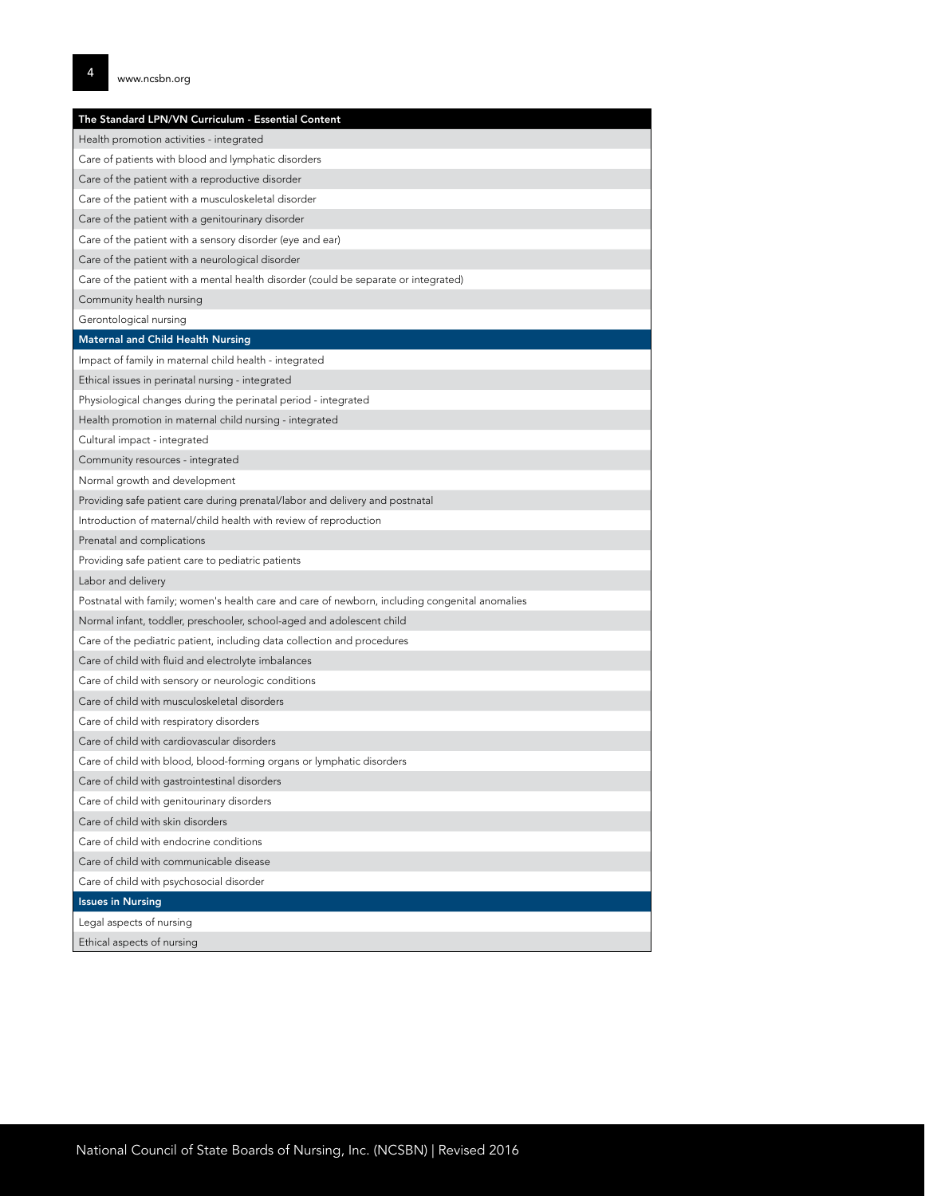| The Standard LPN/VN Curriculum - Essential Content |
|---|
| Health promotion activities - integrated |
| Care of patients with blood and lymphatic disorders |
| Care of the patient with a reproductive disorder |
| Care of the patient with a musculoskeletal disorder |
| Care of the patient with a genitourinary disorder |
| Care of the patient with a sensory disorder (eye and ear) |
| Care of the patient with a neurological disorder |
| Care of the patient with a mental health disorder (could be separate or integrated) |
| Community health nursing |
| Gerontological nursing |
| **Maternal and Child Health Nursing** |
| Impact of family in maternal child health - integrated |
| Ethical issues in perinatal nursing - integrated |
| Physiological changes during the perinatal period - integrated |
| Health promotion in maternal child nursing - integrated |
| Cultural impact - integrated |
| Community resources - integrated |
| Normal growth and development |
| Providing safe patient care during prenatal/labor and delivery and postnatal |
| Introduction of maternal/child health with review of reproduction |
| Prenatal and complications |
| Providing safe patient care to pediatric patients |
| Labor and delivery |
| Postnatal with family; women's health care and care of newborn, including congenital anomalies |
| Normal infant, toddler, preschooler, school-aged and adolescent child |
| Care of the pediatric patient, including data collection and procedures |
| Care of child with fluid and electrolyte imbalances |
| Care of child with sensory or neurologic conditions |
| Care of child with musculoskeletal disorders |
| Care of child with respiratory disorders |
| Care of child with cardiovascular disorders |
| Care of child with blood, blood-forming organs or lymphatic disorders |
| Care of child with gastrointestinal disorders |
| Care of child with genitourinary disorders |
| Care of child with skin disorders |
| Care of child with endocrine conditions |
| Care of child with communicable disease |
| Care of child with psychosocial disorder |
| **Issues in Nursing** |
| Legal aspects of nursing |
| Ethical aspects of nursing |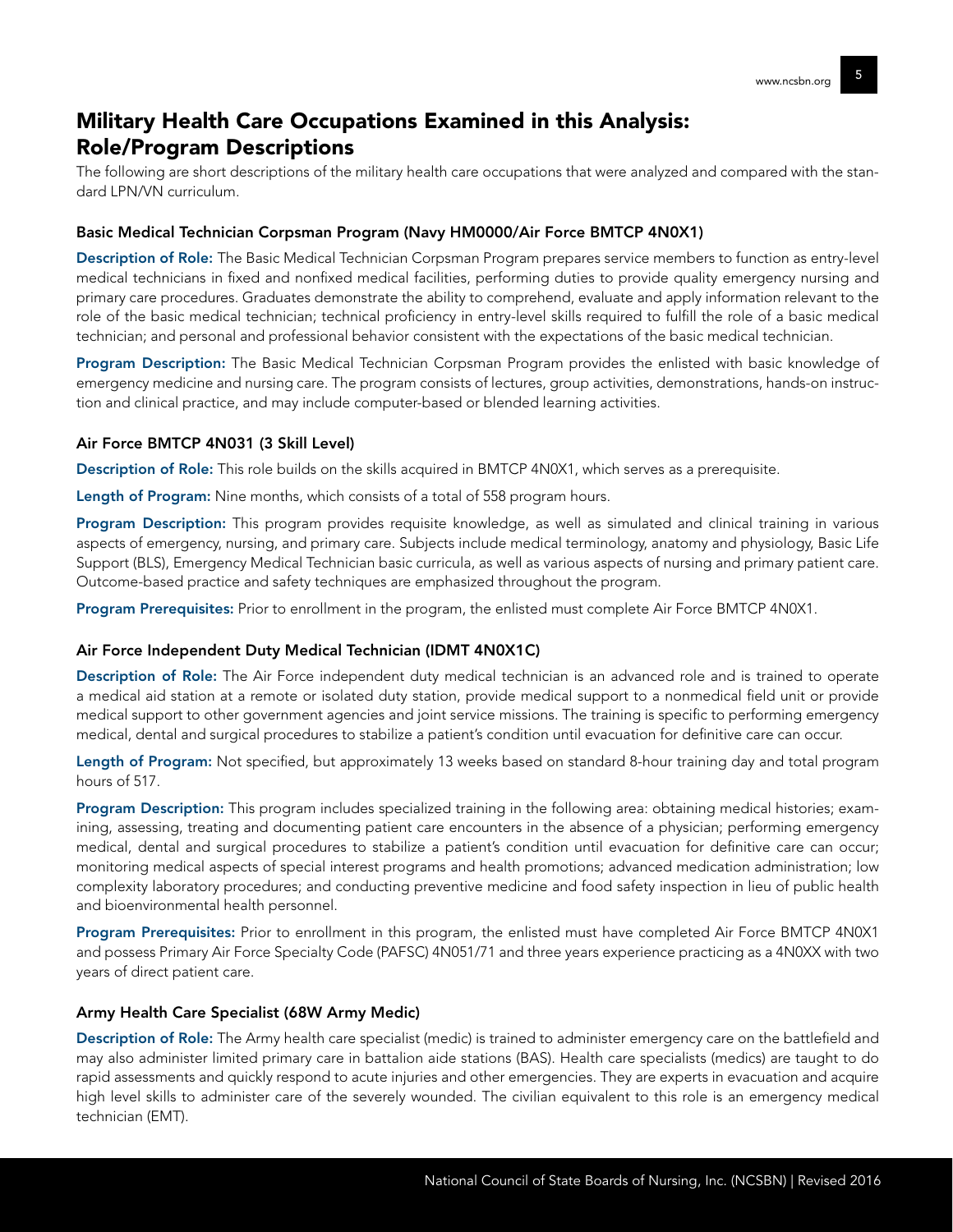## Military Health Care Occupations Examined in this Analysis: Role/Program Descriptions

The following are short descriptions of the military health care occupations that were analyzed and compared with the standard LPN/VN curriculum.

### Basic Medical Technician Corpsman Program (Navy HM0000/Air Force BMTCP 4N0X1)

**Description of Role:** The Basic Medical Technician Corpsman Program prepares service members to function as entry-level medical technicians in fixed and nonfixed medical facilities, performing duties to provide quality emergency nursing and primary care procedures. Graduates demonstrate the ability to comprehend, evaluate and apply information relevant to the role of the basic medical technician; technical proficiency in entry-level skills required to fulfill the role of a basic medical technician; and personal and professional behavior consistent with the expectations of the basic medical technician.

**Program Description:** The Basic Medical Technician Corpsman Program provides the enlisted with basic knowledge of emergency medicine and nursing care. The program consists of lectures, group activities, demonstrations, hands-on instruction and clinical practice, and may include computer-based or blended learning activities.

### Air Force BMTCP 4N031 (3 Skill Level)

**Description of Role:** This role builds on the skills acquired in BMTCP 4N0X1, which serves as a prerequisite.

**Length of Program:** Nine months, which consists of a total of 558 program hours.

**Program Description:** This program provides requisite knowledge, as well as simulated and clinical training in various aspects of emergency, nursing, and primary care. Subjects include medical terminology, anatomy and physiology, Basic Life Support (BLS), Emergency Medical Technician basic curricula, as well as various aspects of nursing and primary patient care. Outcome-based practice and safety techniques are emphasized throughout the program.

**Program Prerequisites:** Prior to enrollment in the program, the enlisted must complete Air Force BMTCP 4N0X1.

### Air Force Independent Duty Medical Technician (IDMT 4N0X1C)

**Description of Role:** The Air Force independent duty medical technician is an advanced role and is trained to operate a medical aid station at a remote or isolated duty station, provide medical support to a nonmedical field unit or provide medical support to other government agencies and joint service missions. The training is specific to performing emergency medical, dental and surgical procedures to stabilize a patient's condition until evacuation for definitive care can occur.

**Length of Program:** Not specified, but approximately 13 weeks based on standard 8-hour training day and total program hours of 517.

**Program Description:** This program includes specialized training in the following area: obtaining medical histories; examining, assessing, treating and documenting patient care encounters in the absence of a physician; performing emergency medical, dental and surgical procedures to stabilize a patient's condition until evacuation for definitive care can occur; monitoring medical aspects of special interest programs and health promotions; advanced medication administration; low complexity laboratory procedures; and conducting preventive medicine and food safety inspection in lieu of public health and bioenvironmental health personnel.

**Program Prerequisites:** Prior to enrollment in this program, the enlisted must have completed Air Force BMTCP 4N0X1 and possess Primary Air Force Specialty Code (PAFSC) 4N051/71 and three years experience practicing as a 4N0XX with two years of direct patient care.

### Army Health Care Specialist (68W Army Medic)

**Description of Role:** The Army health care specialist (medic) is trained to administer emergency care on the battlefield and may also administer limited primary care in battalion aide stations (BAS). Health care specialists (medics) are taught to do rapid assessments and quickly respond to acute injuries and other emergencies. They are experts in evacuation and acquire high level skills to administer care of the severely wounded. The civilian equivalent to this role is an emergency medical technician (EMT).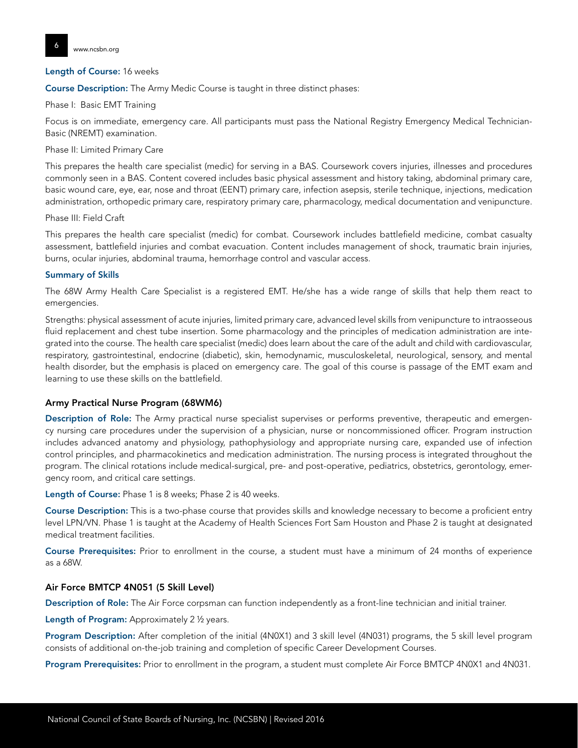**Length of Course:** 16 weeks

**Course Description:** The Army Medic Course is taught in three distinct phases:

Phase I: Basic EMT Training

Focus is on immediate, emergency care. All participants must pass the National Registry Emergency Medical Technician-Basic (NREMT) examination.

Phase II: Limited Primary Care

This prepares the health care specialist (medic) for serving in a BAS. Coursework covers injuries, illnesses and procedures commonly seen in a BAS. Content covered includes basic physical assessment and history taking, abdominal primary care, basic wound care, eye, ear, nose and throat (EENT) primary care, infection asepsis, sterile technique, injections, medication administration, orthopedic primary care, respiratory primary care, pharmacology, medical documentation and venipuncture.

Phase III: Field Craft

This prepares the health care specialist (medic) for combat. Coursework includes battlefield medicine, combat casualty assessment, battlefield injuries and combat evacuation. Content includes management of shock, traumatic brain injuries, burns, ocular injuries, abdominal trauma, hemorrhage control and vascular access.

**Summary of Skills**

The 68W Army Health Care Specialist is a registered EMT. He/she has a wide range of skills that help them react to emergencies.

Strengths: physical assessment of acute injuries, limited primary care, advanced level skills from venipuncture to intraosseous fluid replacement and chest tube insertion. Some pharmacology and the principles of medication administration are integrated into the course. The health care specialist (medic) does learn about the care of the adult and child with cardiovascular, respiratory, gastrointestinal, endocrine (diabetic), skin, hemodynamic, musculoskeletal, neurological, sensory, and mental health disorder, but the emphasis is placed on emergency care. The goal of this course is passage of the EMT exam and learning to use these skills on the battlefield.

### Army Practical Nurse Program (68WM6)

**Description of Role:** The Army practical nurse specialist supervises or performs preventive, therapeutic and emergency nursing care procedures under the supervision of a physician, nurse or noncommissioned officer. Program instruction includes advanced anatomy and physiology, pathophysiology and appropriate nursing care, expanded use of infection control principles, and pharmacokinetics and medication administration. The nursing process is integrated throughout the program. The clinical rotations include medical-surgical, pre- and post-operative, pediatrics, obstetrics, gerontology, emergency room, and critical care settings.

**Length of Course:** Phase 1 is 8 weeks; Phase 2 is 40 weeks.

**Course Description:** This is a two-phase course that provides skills and knowledge necessary to become a proficient entry level LPN/VN. Phase 1 is taught at the Academy of Health Sciences Fort Sam Houston and Phase 2 is taught at designated medical treatment facilities.

**Course Prerequisites:** Prior to enrollment in the course, a student must have a minimum of 24 months of experience as a 68W.

### Air Force BMTCP 4N051 (5 Skill Level)

**Description of Role:** The Air Force corpsman can function independently as a front-line technician and initial trainer.

**Length of Program:** Approximately 2 ½ years.

**Program Description:** After completion of the initial (4N0X1) and 3 skill level (4N031) programs, the 5 skill level program consists of additional on-the-job training and completion of specific Career Development Courses.

**Program Prerequisites:** Prior to enrollment in the program, a student must complete Air Force BMTCP 4N0X1 and 4N031.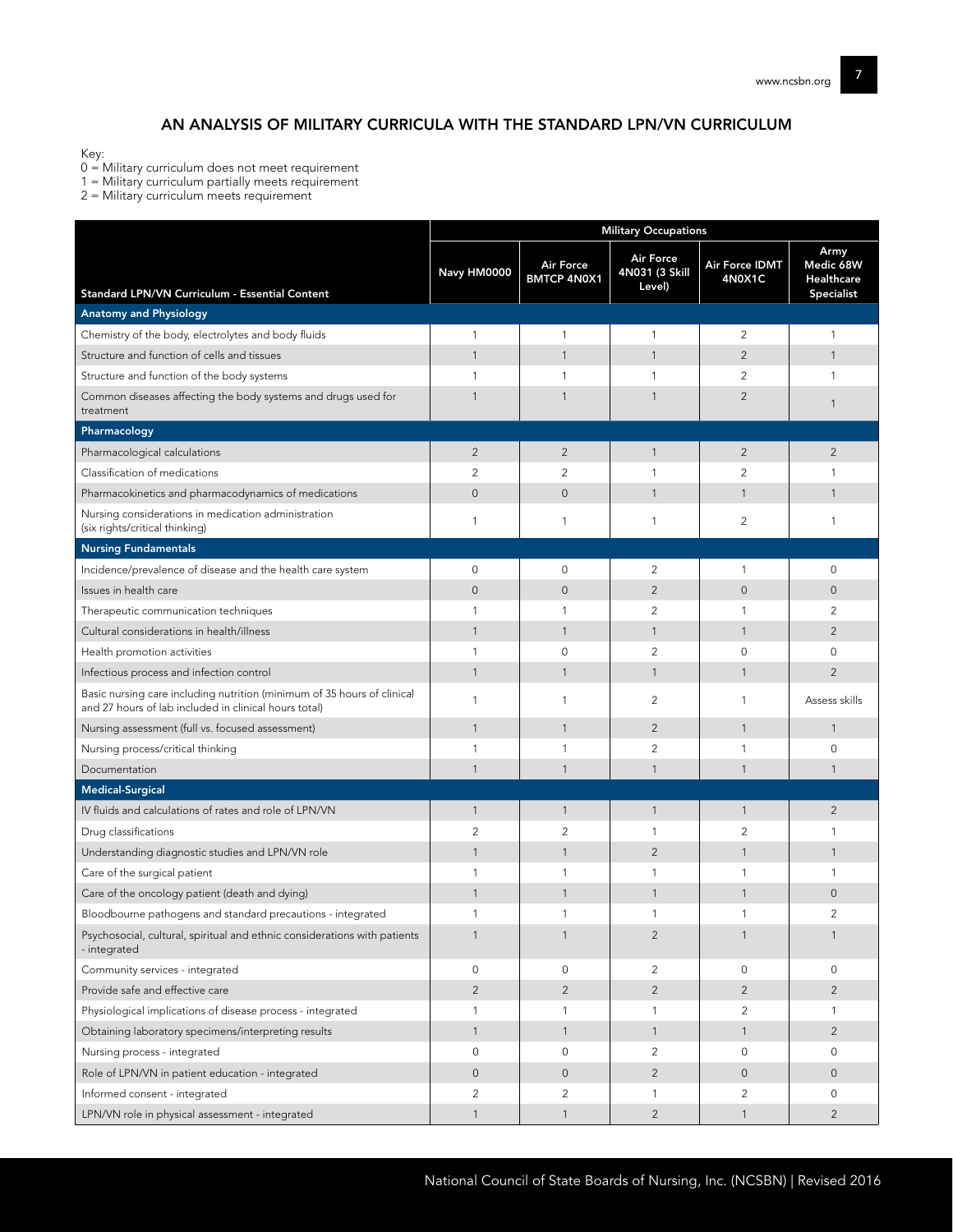## AN ANALYSIS OF MILITARY CURRICULA WITH THE STANDARD LPN/VN CURRICULUM

Key:
0 = Military curriculum does not meet requirement
1 = Military curriculum partially meets requirement
2 = Military curriculum meets requirement

| | Military Occupations | | | | |
|---|---|---|---|---|---|
| **Standard LPN/VN Curriculum - Essential Content** | **Navy HM0000** | **Air Force BMTCP 4N0X1** | **Air Force 4N031 (3 Skill Level)** | **Air Force IDMT 4N0X1C** | **Army Medic 68W Healthcare Specialist** |
| **Anatomy and Physiology** | | | | | |
| Chemistry of the body, electrolytes and body fluids | 1 | 1 | 1 | 2 | 1 |
| Structure and function of cells and tissues | 1 | 1 | 1 | 2 | 1 |
| Structure and function of the body systems | 1 | 1 | 1 | 2 | 1 |
| Common diseases affecting the body systems and drugs used for treatment | 1 | 1 | 1 | 2 | 1 |
| **Pharmacology** | | | | | |
| Pharmacological calculations | 2 | 2 | 1 | 2 | 2 |
| Classification of medications | 2 | 2 | 1 | 2 | 1 |
| Pharmacokinetics and pharmacodynamics of medications | 0 | 0 | 1 | 1 | 1 |
| Nursing considerations in medication administration (six rights/critical thinking) | 1 | 1 | 1 | 2 | 1 |
| **Nursing Fundamentals** | | | | | |
| Incidence/prevalence of disease and the health care system | 0 | 0 | 2 | 1 | 0 |
| Issues in health care | 0 | 0 | 2 | 0 | 0 |
| Therapeutic communication techniques | 1 | 1 | 2 | 1 | 2 |
| Cultural considerations in health/illness | 1 | 1 | 1 | 1 | 2 |
| Health promotion activities | 1 | 0 | 2 | 0 | 0 |
| Infectious process and infection control | 1 | 1 | 1 | 1 | 2 |
| Basic nursing care including nutrition (minimum of 35 hours of clinical and 27 hours of lab included in clinical hours total) | 1 | 1 | 2 | 1 | Assess skills |
| Nursing assessment (full vs. focused assessment) | 1 | 1 | 2 | 1 | 1 |
| Nursing process/critical thinking | 1 | 1 | 2 | 1 | 0 |
| Documentation | 1 | 1 | 1 | 1 | 1 |
| **Medical-Surgical** | | | | | |
| IV fluids and calculations of rates and role of LPN/VN | 1 | 1 | 1 | 1 | 2 |
| Drug classifications | 2 | 2 | 1 | 2 | 1 |
| Understanding diagnostic studies and LPN/VN role | 1 | 1 | 2 | 1 | 1 |
| Care of the surgical patient | 1 | 1 | 1 | 1 | 1 |
| Care of the oncology patient (death and dying) | 1 | 1 | 1 | 1 | 0 |
| Bloodbourne pathogens and standard precautions - integrated | 1 | 1 | 1 | 1 | 2 |
| Psychosocial, cultural, spiritual and ethnic considerations with patients - integrated | 1 | 1 | 2 | 1 | 1 |
| Community services - integrated | 0 | 0 | 2 | 0 | 0 |
| Provide safe and effective care | 2 | 2 | 2 | 2 | 2 |
| Physiological implications of disease process - integrated | 1 | 1 | 1 | 2 | 1 |
| Obtaining laboratory specimens/interpreting results | 1 | 1 | 1 | 1 | 2 |
| Nursing process - integrated | 0 | 0 | 2 | 0 | 0 |
| Role of LPN/VN in patient education - integrated | 0 | 0 | 2 | 0 | 0 |
| Informed consent - integrated | 2 | 2 | 1 | 2 | 0 |
| LPN/VN role in physical assessment - integrated | 1 | 1 | 2 | 1 | 2 |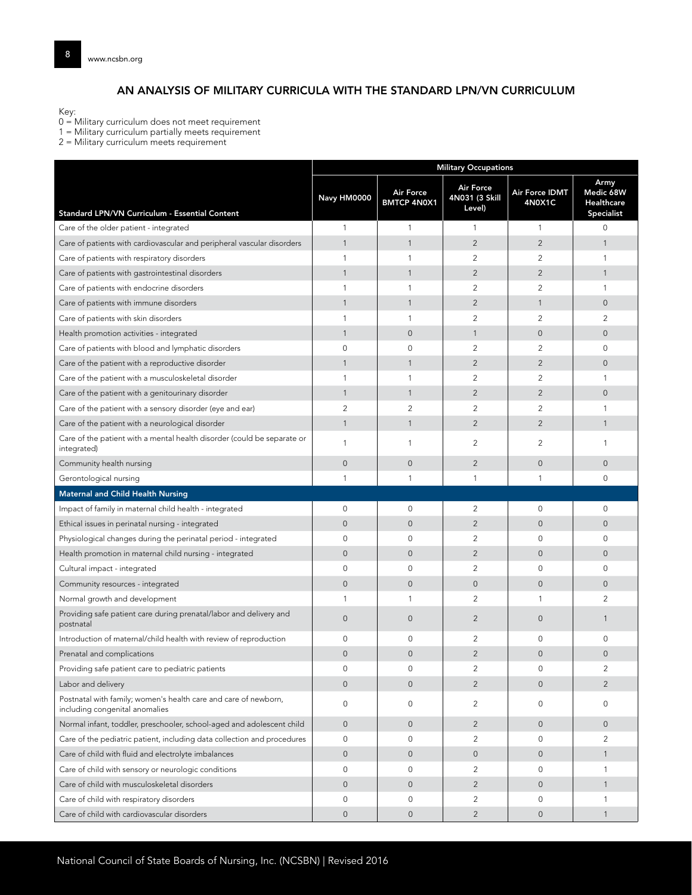## AN ANALYSIS OF MILITARY CURRICULA WITH THE STANDARD LPN/VN CURRICULUM

Key:
0 = Military curriculum does not meet requirement
1 = Military curriculum partially meets requirement
2 = Military curriculum meets requirement

| | Military Occupations | | | | |
|---|---|---|---|---|---|
| **Standard LPN/VN Curriculum - Essential Content** | **Navy HM0000** | **Air Force BMTCP 4N0X1** | **Air Force 4N031 (3 Skill Level)** | **Air Force IDMT 4N0X1C** | **Army Medic 68W Healthcare Specialist** |
| Care of the older patient - integrated | 1 | 1 | 1 | 1 | 0 |
| Care of patients with cardiovascular and peripheral vascular disorders | 1 | 1 | 2 | 2 | 1 |
| Care of patients with respiratory disorders | 1 | 1 | 2 | 2 | 1 |
| Care of patients with gastrointestinal disorders | 1 | 1 | 2 | 2 | 1 |
| Care of patients with endocrine disorders | 1 | 1 | 2 | 2 | 1 |
| Care of patients with immune disorders | 1 | 1 | 2 | 1 | 0 |
| Care of patients with skin disorders | 1 | 1 | 2 | 2 | 2 |
| Health promotion activities - integrated | 1 | 0 | 1 | 0 | 0 |
| Care of patients with blood and lymphatic disorders | 0 | 0 | 2 | 2 | 0 |
| Care of the patient with a reproductive disorder | 1 | 1 | 2 | 2 | 0 |
| Care of the patient with a musculoskeletal disorder | 1 | 1 | 2 | 2 | 1 |
| Care of the patient with a genitourinary disorder | 1 | 1 | 2 | 2 | 0 |
| Care of the patient with a sensory disorder (eye and ear) | 2 | 2 | 2 | 2 | 1 |
| Care of the patient with a neurological disorder | 1 | 1 | 2 | 2 | 1 |
| Care of the patient with a mental health disorder (could be separate or integrated) | 1 | 1 | 2 | 2 | 1 |
| Community health nursing | 0 | 0 | 2 | 0 | 0 |
| Gerontological nursing | 1 | 1 | 1 | 1 | 0 |
| **Maternal and Child Health Nursing** | | | | | |
| Impact of family in maternal child health - integrated | 0 | 0 | 2 | 0 | 0 |
| Ethical issues in perinatal nursing - integrated | 0 | 0 | 2 | 0 | 0 |
| Physiological changes during the perinatal period - integrated | 0 | 0 | 2 | 0 | 0 |
| Health promotion in maternal child nursing - integrated | 0 | 0 | 2 | 0 | 0 |
| Cultural impact - integrated | 0 | 0 | 2 | 0 | 0 |
| Community resources - integrated | 0 | 0 | 0 | 0 | 0 |
| Normal growth and development | 1 | 1 | 2 | 1 | 2 |
| Providing safe patient care during prenatal/labor and delivery and postnatal | 0 | 0 | 2 | 0 | 1 |
| Introduction of maternal/child health with review of reproduction | 0 | 0 | 2 | 0 | 0 |
| Prenatal and complications | 0 | 0 | 2 | 0 | 0 |
| Providing safe patient care to pediatric patients | 0 | 0 | 2 | 0 | 2 |
| Labor and delivery | 0 | 0 | 2 | 0 | 2 |
| Postnatal with family; women's health care and care of newborn, including congenital anomalies | 0 | 0 | 2 | 0 | 0 |
| Normal infant, toddler, preschooler, school-aged and adolescent child | 0 | 0 | 2 | 0 | 0 |
| Care of the pediatric patient, including data collection and procedures | 0 | 0 | 2 | 0 | 2 |
| Care of child with fluid and electrolyte imbalances | 0 | 0 | 0 | 0 | 1 |
| Care of child with sensory or neurologic conditions | 0 | 0 | 2 | 0 | 1 |
| Care of child with musculoskeletal disorders | 0 | 0 | 2 | 0 | 1 |
| Care of child with respiratory disorders | 0 | 0 | 2 | 0 | 1 |
| Care of child with cardiovascular disorders | 0 | 0 | 2 | 0 | 1 |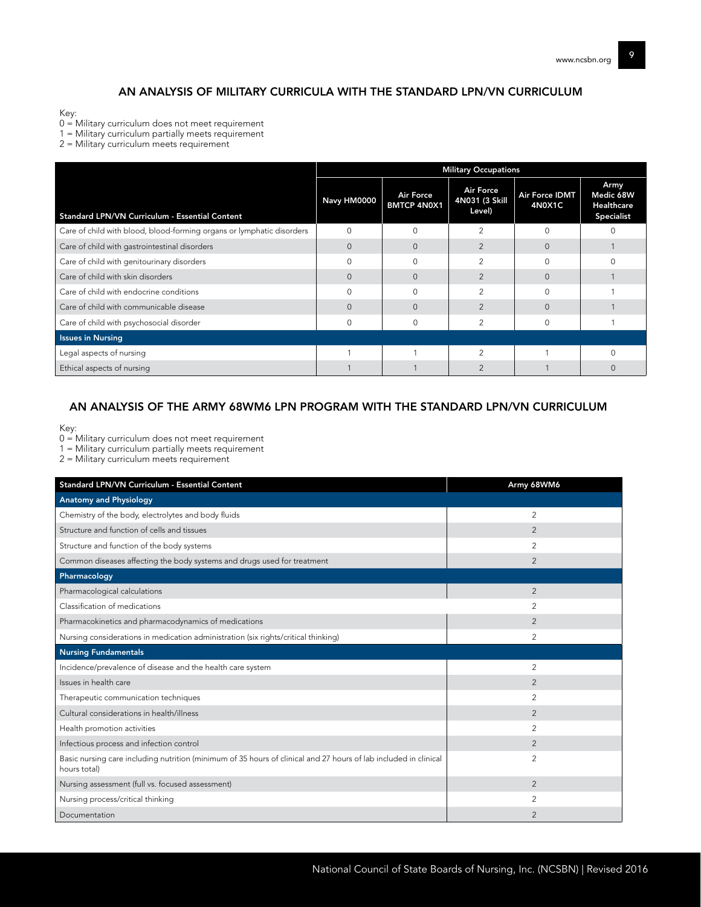## AN ANALYSIS OF MILITARY CURRICULA WITH THE STANDARD LPN/VN CURRICULUM

Key:
0 = Military curriculum does not meet requirement
1 = Military curriculum partially meets requirement
2 = Military curriculum meets requirement

| | Military Occupations | | | | |
|---|---|---|---|---|---|
| **Standard LPN/VN Curriculum - Essential Content** | **Navy HM0000** | **Air Force BMTCP 4N0X1** | **Air Force 4N031 (3 Skill Level)** | **Air Force IDMT 4N0X1C** | **Army Medic 68W Healthcare Specialist** |
| Care of child with blood, blood-forming organs or lymphatic disorders | 0 | 0 | 2 | 0 | 0 |
| Care of child with gastrointestinal disorders | 0 | 0 | 2 | 0 | 1 |
| Care of child with genitourinary disorders | 0 | 0 | 2 | 0 | 0 |
| Care of child with skin disorders | 0 | 0 | 2 | 0 | 1 |
| Care of child with endocrine conditions | 0 | 0 | 2 | 0 | 1 |
| Care of child with communicable disease | 0 | 0 | 2 | 0 | 1 |
| Care of child with psychosocial disorder | 0 | 0 | 2 | 0 | 1 |
| **Issues in Nursing** | | | | | |
| Legal aspects of nursing | 1 | 1 | 2 | 1 | 0 |
| Ethical aspects of nursing | 1 | 1 | 2 | 1 | 0 |

## AN ANALYSIS OF THE ARMY 68WM6 LPN PROGRAM WITH THE STANDARD LPN/VN CURRICULUM

Key:
0 = Military curriculum does not meet requirement
1 = Military curriculum partially meets requirement
2 = Military curriculum meets requirement

| Standard LPN/VN Curriculum - Essential Content | Army 68WM6 |
|---|---|
| **Anatomy and Physiology** | |
| Chemistry of the body, electrolytes and body fluids | 2 |
| Structure and function of cells and tissues | 2 |
| Structure and function of the body systems | 2 |
| Common diseases affecting the body systems and drugs used for treatment | 2 |
| **Pharmacology** | |
| Pharmacological calculations | 2 |
| Classification of medications | 2 |
| Pharmacokinetics and pharmacodynamics of medications | 2 |
| Nursing considerations in medication administration (six rights/critical thinking) | 2 |
| **Nursing Fundamentals** | |
| Incidence/prevalence of disease and the health care system | 2 |
| Issues in health care | 2 |
| Therapeutic communication techniques | 2 |
| Cultural considerations in health/illness | 2 |
| Health promotion activities | 2 |
| Infectious process and infection control | 2 |
| Basic nursing care including nutrition (minimum of 35 hours of clinical and 27 hours of lab included in clinical hours total) | 2 |
| Nursing assessment (full vs. focused assessment) | 2 |
| Nursing process/critical thinking | 2 |
| Documentation | 2 |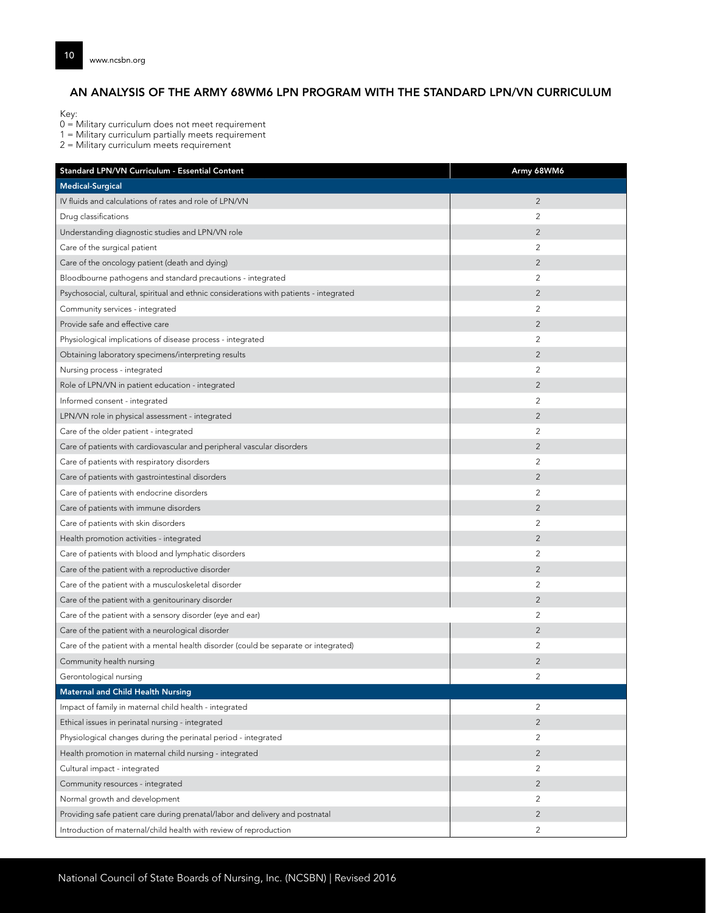## AN ANALYSIS OF THE ARMY 68WM6 LPN PROGRAM WITH THE STANDARD LPN/VN CURRICULUM

Key:
0 = Military curriculum does not meet requirement
1 = Military curriculum partially meets requirement
2 = Military curriculum meets requirement

| Standard LPN/VN Curriculum - Essential Content | Army 68WM6 |
|---|---|
| **Medical-Surgical** | |
| IV fluids and calculations of rates and role of LPN/VN | 2 |
| Drug classifications | 2 |
| Understanding diagnostic studies and LPN/VN role | 2 |
| Care of the surgical patient | 2 |
| Care of the oncology patient (death and dying) | 2 |
| Bloodbourne pathogens and standard precautions - integrated | 2 |
| Psychosocial, cultural, spiritual and ethnic considerations with patients - integrated | 2 |
| Community services - integrated | 2 |
| Provide safe and effective care | 2 |
| Physiological implications of disease process - integrated | 2 |
| Obtaining laboratory specimens/interpreting results | 2 |
| Nursing process - integrated | 2 |
| Role of LPN/VN in patient education - integrated | 2 |
| Informed consent - integrated | 2 |
| LPN/VN role in physical assessment - integrated | 2 |
| Care of the older patient - integrated | 2 |
| Care of patients with cardiovascular and peripheral vascular disorders | 2 |
| Care of patients with respiratory disorders | 2 |
| Care of patients with gastrointestinal disorders | 2 |
| Care of patients with endocrine disorders | 2 |
| Care of patients with immune disorders | 2 |
| Care of patients with skin disorders | 2 |
| Health promotion activities - integrated | 2 |
| Care of patients with blood and lymphatic disorders | 2 |
| Care of the patient with a reproductive disorder | 2 |
| Care of the patient with a musculoskeletal disorder | 2 |
| Care of the patient with a genitourinary disorder | 2 |
| Care of the patient with a sensory disorder (eye and ear) | 2 |
| Care of the patient with a neurological disorder | 2 |
| Care of the patient with a mental health disorder (could be separate or integrated) | 2 |
| Community health nursing | 2 |
| Gerontological nursing | 2 |
| **Maternal and Child Health Nursing** | |
| Impact of family in maternal child health - integrated | 2 |
| Ethical issues in perinatal nursing - integrated | 2 |
| Physiological changes during the perinatal period - integrated | 2 |
| Health promotion in maternal child nursing - integrated | 2 |
| Cultural impact - integrated | 2 |
| Community resources - integrated | 2 |
| Normal growth and development | 2 |
| Providing safe patient care during prenatal/labor and delivery and postnatal | 2 |
| Introduction of maternal/child health with review of reproduction | 2 |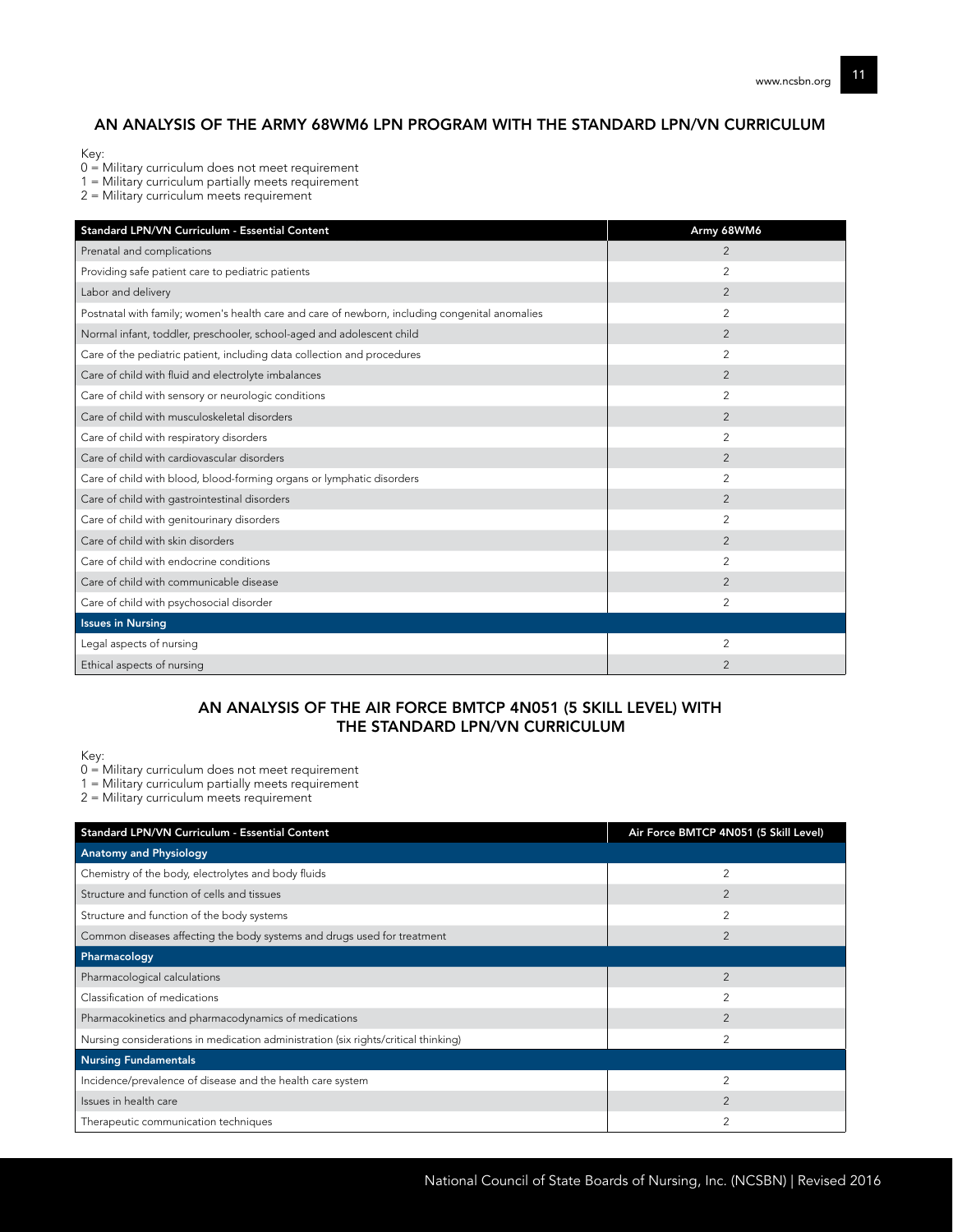## AN ANALYSIS OF THE ARMY 68WM6 LPN PROGRAM WITH THE STANDARD LPN/VN CURRICULUM

Key:
0 = Military curriculum does not meet requirement
1 = Military curriculum partially meets requirement
2 = Military curriculum meets requirement

| Standard LPN/VN Curriculum - Essential Content | Army 68WM6 |
|---|---|
| Prenatal and complications | 2 |
| Providing safe patient care to pediatric patients | 2 |
| Labor and delivery | 2 |
| Postnatal with family; women's health care and care of newborn, including congenital anomalies | 2 |
| Normal infant, toddler, preschooler, school-aged and adolescent child | 2 |
| Care of the pediatric patient, including data collection and procedures | 2 |
| Care of child with fluid and electrolyte imbalances | 2 |
| Care of child with sensory or neurologic conditions | 2 |
| Care of child with musculoskeletal disorders | 2 |
| Care of child with respiratory disorders | 2 |
| Care of child with cardiovascular disorders | 2 |
| Care of child with blood, blood-forming organs or lymphatic disorders | 2 |
| Care of child with gastrointestinal disorders | 2 |
| Care of child with genitourinary disorders | 2 |
| Care of child with skin disorders | 2 |
| Care of child with endocrine conditions | 2 |
| Care of child with communicable disease | 2 |
| Care of child with psychosocial disorder | 2 |
| **Issues in Nursing** | |
| Legal aspects of nursing | 2 |
| Ethical aspects of nursing | 2 |

## AN ANALYSIS OF THE AIR FORCE BMTCP 4N051 (5 SKILL LEVEL) WITH THE STANDARD LPN/VN CURRICULUM

Key:
0 = Military curriculum does not meet requirement
1 = Military curriculum partially meets requirement
2 = Military curriculum meets requirement

| Standard LPN/VN Curriculum - Essential Content | Air Force BMTCP 4N051 (5 Skill Level) |
|---|---|
| **Anatomy and Physiology** | |
| Chemistry of the body, electrolytes and body fluids | 2 |
| Structure and function of cells and tissues | 2 |
| Structure and function of the body systems | 2 |
| Common diseases affecting the body systems and drugs used for treatment | 2 |
| **Pharmacology** | |
| Pharmacological calculations | 2 |
| Classification of medications | 2 |
| Pharmacokinetics and pharmacodynamics of medications | 2 |
| Nursing considerations in medication administration (six rights/critical thinking) | 2 |
| **Nursing Fundamentals** | |
| Incidence/prevalence of disease and the health care system | 2 |
| Issues in health care | 2 |
| Therapeutic communication techniques | 2 |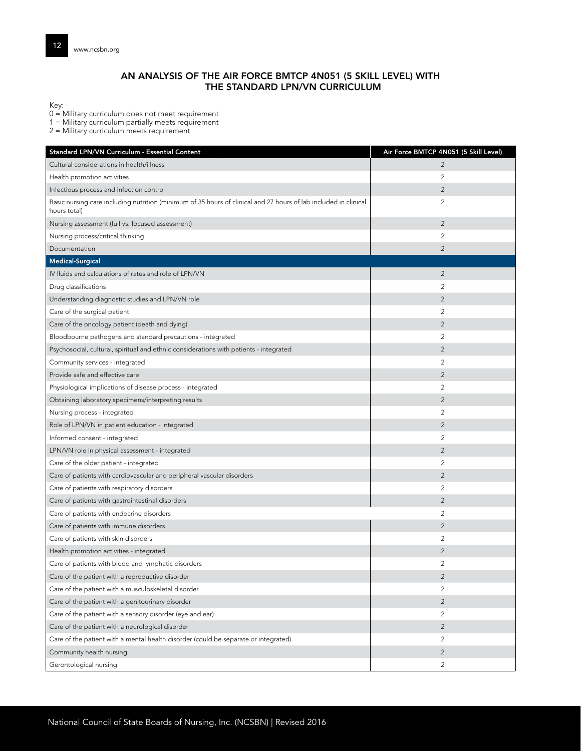## AN ANALYSIS OF THE AIR FORCE BMTCP 4N051 (5 SKILL LEVEL) WITH THE STANDARD LPN/VN CURRICULUM

Key:
0 = Military curriculum does not meet requirement
1 = Military curriculum partially meets requirement
2 = Military curriculum meets requirement

| Standard LPN/VN Curriculum - Essential Content | Air Force BMTCP 4N051 (5 Skill Level) |
|---|---|
| Cultural considerations in health/illness | 2 |
| Health promotion activities | 2 |
| Infectious process and infection control | 2 |
| Basic nursing care including nutrition (minimum of 35 hours of clinical and 27 hours of lab included in clinical hours total) | 2 |
| Nursing assessment (full vs. focused assessment) | 2 |
| Nursing process/critical thinking | 2 |
| Documentation | 2 |
| **Medical-Surgical** | |
| IV fluids and calculations of rates and role of LPN/VN | 2 |
| Drug classifications | 2 |
| Understanding diagnostic studies and LPN/VN role | 2 |
| Care of the surgical patient | 2 |
| Care of the oncology patient (death and dying) | 2 |
| Bloodbourne pathogens and standard precautions - integrated | 2 |
| Psychosocial, cultural, spiritual and ethnic considerations with patients - integrated | 2 |
| Community services - integrated | 2 |
| Provide safe and effective care | 2 |
| Physiological implications of disease process - integrated | 2 |
| Obtaining laboratory specimens/interpreting results | 2 |
| Nursing process - integrated | 2 |
| Role of LPN/VN in patient education - integrated | 2 |
| Informed consent - integrated | 2 |
| LPN/VN role in physical assessment - integrated | 2 |
| Care of the older patient - integrated | 2 |
| Care of patients with cardiovascular and peripheral vascular disorders | 2 |
| Care of patients with respiratory disorders | 2 |
| Care of patients with gastrointestinal disorders | 2 |
| Care of patients with endocrine disorders | 2 |
| Care of patients with immune disorders | 2 |
| Care of patients with skin disorders | 2 |
| Health promotion activities - integrated | 2 |
| Care of patients with blood and lymphatic disorders | 2 |
| Care of the patient with a reproductive disorder | 2 |
| Care of the patient with a musculoskeletal disorder | 2 |
| Care of the patient with a genitourinary disorder | 2 |
| Care of the patient with a sensory disorder (eye and ear) | 2 |
| Care of the patient with a neurological disorder | 2 |
| Care of the patient with a mental health disorder (could be separate or integrated) | 2 |
| Community health nursing | 2 |
| Gerontological nursing | 2 |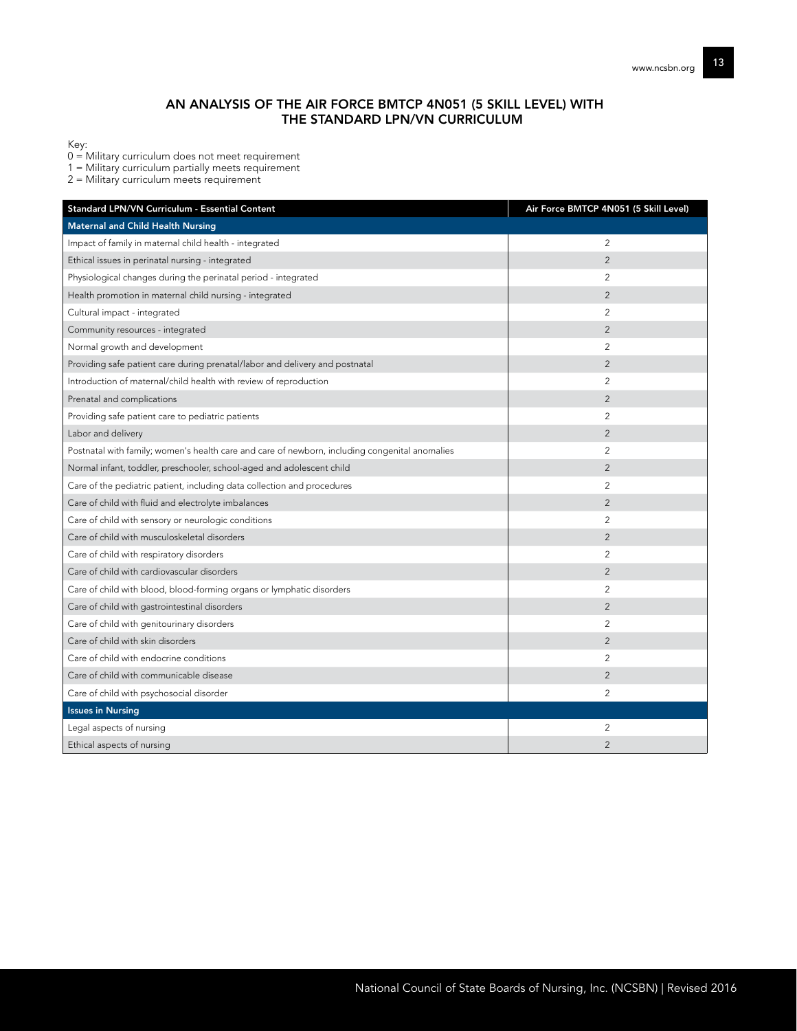## AN ANALYSIS OF THE AIR FORCE BMTCP 4N051 (5 SKILL LEVEL) WITH THE STANDARD LPN/VN CURRICULUM

Key:
0 = Military curriculum does not meet requirement
1 = Military curriculum partially meets requirement
2 = Military curriculum meets requirement

| Standard LPN/VN Curriculum - Essential Content | Air Force BMTCP 4N051 (5 Skill Level) |
|---|---|
| **Maternal and Child Health Nursing** | |
| Impact of family in maternal child health - integrated | 2 |
| Ethical issues in perinatal nursing - integrated | 2 |
| Physiological changes during the perinatal period - integrated | 2 |
| Health promotion in maternal child nursing - integrated | 2 |
| Cultural impact - integrated | 2 |
| Community resources - integrated | 2 |
| Normal growth and development | 2 |
| Providing safe patient care during prenatal/labor and delivery and postnatal | 2 |
| Introduction of maternal/child health with review of reproduction | 2 |
| Prenatal and complications | 2 |
| Providing safe patient care to pediatric patients | 2 |
| Labor and delivery | 2 |
| Postnatal with family; women's health care and care of newborn, including congenital anomalies | 2 |
| Normal infant, toddler, preschooler, school-aged and adolescent child | 2 |
| Care of the pediatric patient, including data collection and procedures | 2 |
| Care of child with fluid and electrolyte imbalances | 2 |
| Care of child with sensory or neurologic conditions | 2 |
| Care of child with musculoskeletal disorders | 2 |
| Care of child with respiratory disorders | 2 |
| Care of child with cardiovascular disorders | 2 |
| Care of child with blood, blood-forming organs or lymphatic disorders | 2 |
| Care of child with gastrointestinal disorders | 2 |
| Care of child with genitourinary disorders | 2 |
| Care of child with skin disorders | 2 |
| Care of child with endocrine conditions | 2 |
| Care of child with communicable disease | 2 |
| Care of child with psychosocial disorder | 2 |
| **Issues in Nursing** | |
| Legal aspects of nursing | 2 |
| Ethical aspects of nursing | 2 |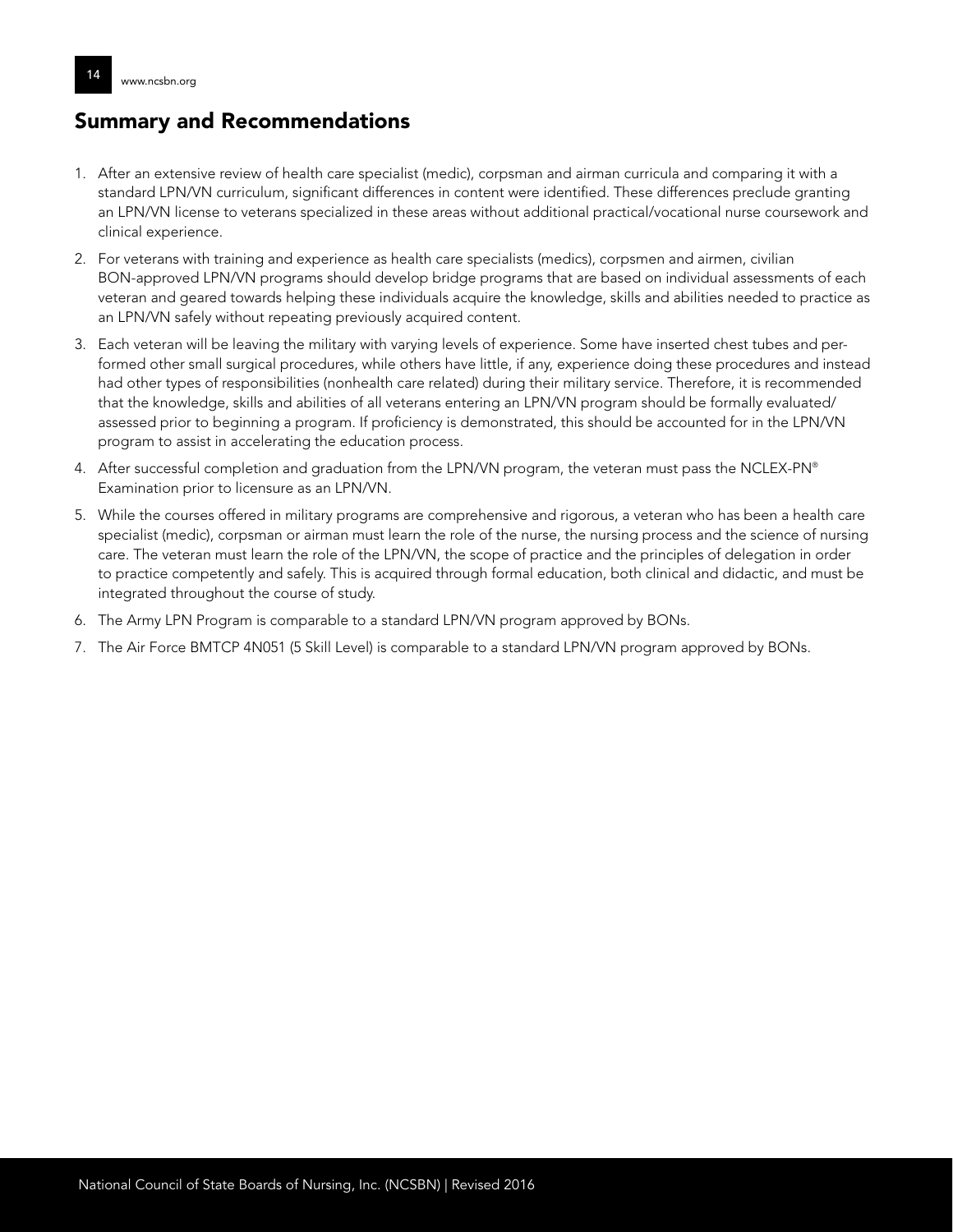## Summary and Recommendations

1. After an extensive review of health care specialist (medic), corpsman and airman curricula and comparing it with a standard LPN/VN curriculum, significant differences in content were identified. These differences preclude granting an LPN/VN license to veterans specialized in these areas without additional practical/vocational nurse coursework and clinical experience.
2. For veterans with training and experience as health care specialists (medics), corpsmen and airmen, civilian BON-approved LPN/VN programs should develop bridge programs that are based on individual assessments of each veteran and geared towards helping these individuals acquire the knowledge, skills and abilities needed to practice as an LPN/VN safely without repeating previously acquired content.
3. Each veteran will be leaving the military with varying levels of experience. Some have inserted chest tubes and performed other small surgical procedures, while others have little, if any, experience doing these procedures and instead had other types of responsibilities (nonhealth care related) during their military service. Therefore, it is recommended that the knowledge, skills and abilities of all veterans entering an LPN/VN program should be formally evaluated/assessed prior to beginning a program. If proficiency is demonstrated, this should be accounted for in the LPN/VN program to assist in accelerating the education process.
4. After successful completion and graduation from the LPN/VN program, the veteran must pass the NCLEX-PN® Examination prior to licensure as an LPN/VN.
5. While the courses offered in military programs are comprehensive and rigorous, a veteran who has been a health care specialist (medic), corpsman or airman must learn the role of the nurse, the nursing process and the science of nursing care. The veteran must learn the role of the LPN/VN, the scope of practice and the principles of delegation in order to practice competently and safely. This is acquired through formal education, both clinical and didactic, and must be integrated throughout the course of study.
6. The Army LPN Program is comparable to a standard LPN/VN program approved by BONs.
7. The Air Force BMTCP 4N051 (5 Skill Level) is comparable to a standard LPN/VN program approved by BONs.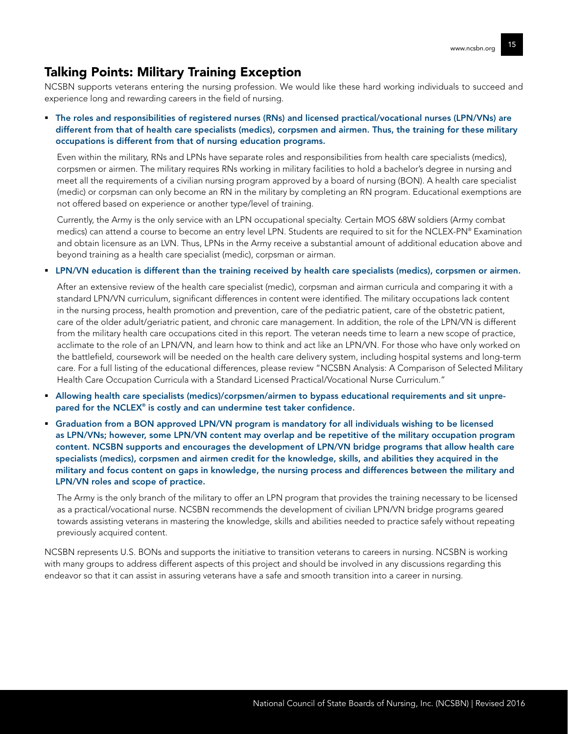## Talking Points: Military Training Exception

NCSBN supports veterans entering the nursing profession. We would like these hard working individuals to succeed and experience long and rewarding careers in the field of nursing.

- **The roles and responsibilities of registered nurses (RNs) and licensed practical/vocational nurses (LPN/VNs) are different from that of health care specialists (medics), corpsmen and airmen. Thus, the training for these military occupations is different from that of nursing education programs.**

  Even within the military, RNs and LPNs have separate roles and responsibilities from health care specialists (medics), corpsmen or airmen. The military requires RNs working in military facilities to hold a bachelor's degree in nursing and meet all the requirements of a civilian nursing program approved by a board of nursing (BON). A health care specialist (medic) or corpsman can only become an RN in the military by completing an RN program. Educational exemptions are not offered based on experience or another type/level of training.

  Currently, the Army is the only service with an LPN occupational specialty. Certain MOS 68W soldiers (Army combat medics) can attend a course to become an entry level LPN. Students are required to sit for the NCLEX-PN® Examination and obtain licensure as an LVN. Thus, LPNs in the Army receive a substantial amount of additional education above and beyond training as a health care specialist (medic), corpsman or airman.

- **LPN/VN education is different than the training received by health care specialists (medics), corpsmen or airmen.**

  After an extensive review of the health care specialist (medic), corpsman and airman curricula and comparing it with a standard LPN/VN curriculum, significant differences in content were identified. The military occupations lack content in the nursing process, health promotion and prevention, care of the pediatric patient, care of the obstetric patient, care of the older adult/geriatric patient, and chronic care management. In addition, the role of the LPN/VN is different from the military health care occupations cited in this report. The veteran needs time to learn a new scope of practice, acclimate to the role of an LPN/VN, and learn how to think and act like an LPN/VN. For those who have only worked on the battlefield, coursework will be needed on the health care delivery system, including hospital systems and long-term care. For a full listing of the educational differences, please review "NCSBN Analysis: A Comparison of Selected Military Health Care Occupation Curricula with a Standard Licensed Practical/Vocational Nurse Curriculum."

- **Allowing health care specialists (medics)/corpsmen/airmen to bypass educational requirements and sit unprepared for the NCLEX® is costly and can undermine test taker confidence.**

- **Graduation from a BON approved LPN/VN program is mandatory for all individuals wishing to be licensed as LPN/VNs; however, some LPN/VN content may overlap and be repetitive of the military occupation program content. NCSBN supports and encourages the development of LPN/VN bridge programs that allow health care specialists (medics), corpsmen and airmen credit for the knowledge, skills, and abilities they acquired in the military and focus content on gaps in knowledge, the nursing process and differences between the military and LPN/VN roles and scope of practice.**

  The Army is the only branch of the military to offer an LPN program that provides the training necessary to be licensed as a practical/vocational nurse. NCSBN recommends the development of civilian LPN/VN bridge programs geared towards assisting veterans in mastering the knowledge, skills and abilities needed to practice safely without repeating previously acquired content.

NCSBN represents U.S. BONs and supports the initiative to transition veterans to careers in nursing. NCSBN is working with many groups to address different aspects of this project and should be involved in any discussions regarding this endeavor so that it can assist in assuring veterans have a safe and smooth transition into a career in nursing.